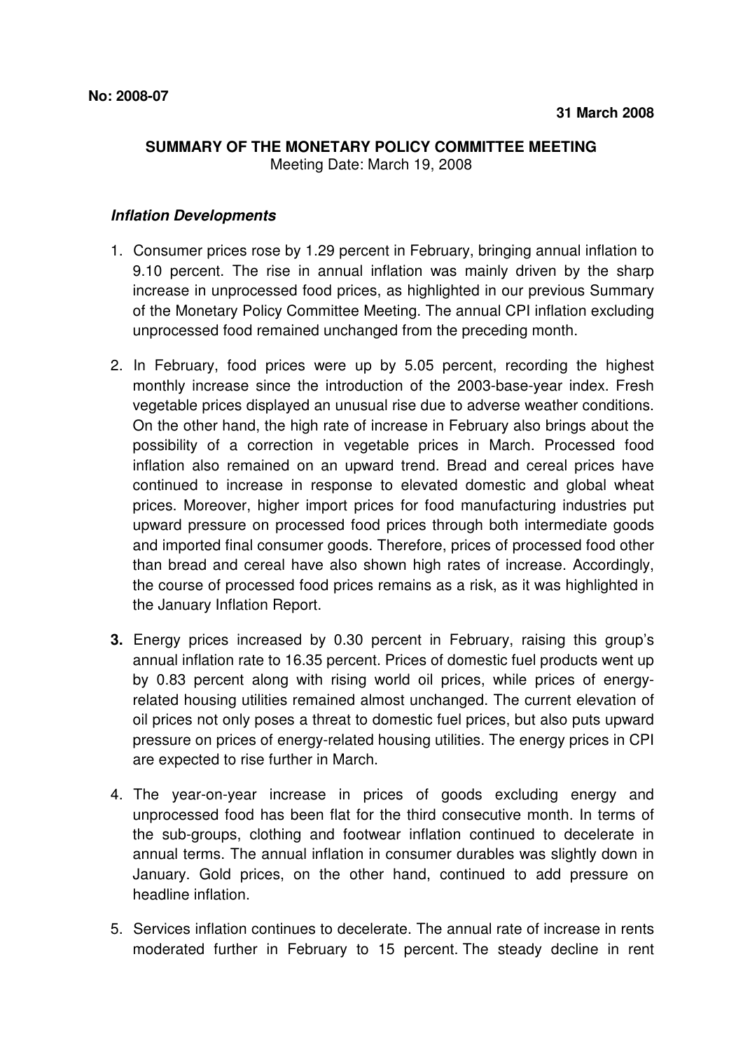**No: 2008-07**

**31 March 2008**

**SUMMARY OF THE MONETARY POLICY COMMITTEE MEETING**

Meeting Date: March 19, 2008

***Inflation Developments***

1. Consumer prices rose by 1.29 percent in February, bringing annual inflation to 9.10 percent. The rise in annual inflation was mainly driven by the sharp increase in unprocessed food prices, as highlighted in our previous Summary of the Monetary Policy Committee Meeting. The annual CPI inflation excluding unprocessed food remained unchanged from the preceding month.

2. In February, food prices were up by 5.05 percent, recording the highest monthly increase since the introduction of the 2003-base-year index. Fresh vegetable prices displayed an unusual rise due to adverse weather conditions. On the other hand, the high rate of increase in February also brings about the possibility of a correction in vegetable prices in March. Processed food inflation also remained on an upward trend. Bread and cereal prices have continued to increase in response to elevated domestic and global wheat prices. Moreover, higher import prices for food manufacturing industries put upward pressure on processed food prices through both intermediate goods and imported final consumer goods. Therefore, prices of processed food other than bread and cereal have also shown high rates of increase. Accordingly, the course of processed food prices remains as a risk, as it was highlighted in the January Inflation Report.

3. Energy prices increased by 0.30 percent in February, raising this group's annual inflation rate to 16.35 percent. Prices of domestic fuel products went up by 0.83 percent along with rising world oil prices, while prices of energy-related housing utilities remained almost unchanged. The current elevation of oil prices not only poses a threat to domestic fuel prices, but also puts upward pressure on prices of energy-related housing utilities. The energy prices in CPI are expected to rise further in March.

4. The year-on-year increase in prices of goods excluding energy and unprocessed food has been flat for the third consecutive month. In terms of the sub-groups, clothing and footwear inflation continued to decelerate in annual terms. The annual inflation in consumer durables was slightly down in January. Gold prices, on the other hand, continued to add pressure on headline inflation.

5. Services inflation continues to decelerate. The annual rate of increase in rents moderated further in February to 15 percent. The steady decline in rent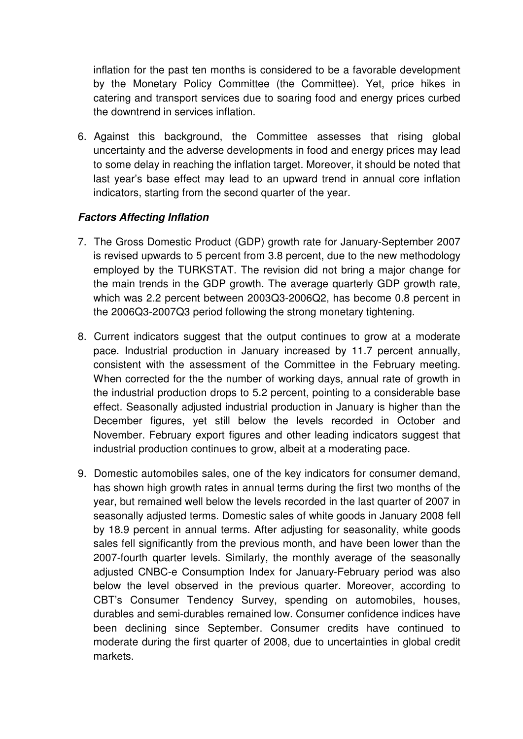inflation for the past ten months is considered to be a favorable development by the Monetary Policy Committee (the Committee). Yet, price hikes in catering and transport services due to soaring food and energy prices curbed the downtrend in services inflation.

6. Against this background, the Committee assesses that rising global uncertainty and the adverse developments in food and energy prices may lead to some delay in reaching the inflation target. Moreover, it should be noted that last year's base effect may lead to an upward trend in annual core inflation indicators, starting from the second quarter of the year.

***Factors Affecting Inflation***

7. The Gross Domestic Product (GDP) growth rate for January-September 2007 is revised upwards to 5 percent from 3.8 percent, due to the new methodology employed by the TURKSTAT. The revision did not bring a major change for the main trends in the GDP growth. The average quarterly GDP growth rate, which was 2.2 percent between 2003Q3-2006Q2, has become 0.8 percent in the 2006Q3-2007Q3 period following the strong monetary tightening.

8. Current indicators suggest that the output continues to grow at a moderate pace. Industrial production in January increased by 11.7 percent annually, consistent with the assessment of the Committee in the February meeting. When corrected for the the number of working days, annual rate of growth in the industrial production drops to 5.2 percent, pointing to a considerable base effect. Seasonally adjusted industrial production in January is higher than the December figures, yet still below the levels recorded in October and November. February export figures and other leading indicators suggest that industrial production continues to grow, albeit at a moderating pace.

9. Domestic automobiles sales, one of the key indicators for consumer demand, has shown high growth rates in annual terms during the first two months of the year, but remained well below the levels recorded in the last quarter of 2007 in seasonally adjusted terms. Domestic sales of white goods in January 2008 fell by 18.9 percent in annual terms. After adjusting for seasonality, white goods sales fell significantly from the previous month, and have been lower than the 2007-fourth quarter levels. Similarly, the monthly average of the seasonally adjusted CNBC-e Consumption Index for January-February period was also below the level observed in the previous quarter. Moreover, according to CBT's Consumer Tendency Survey, spending on automobiles, houses, durables and semi-durables remained low. Consumer confidence indices have been declining since September. Consumer credits have continued to moderate during the first quarter of 2008, due to uncertainties in global credit markets.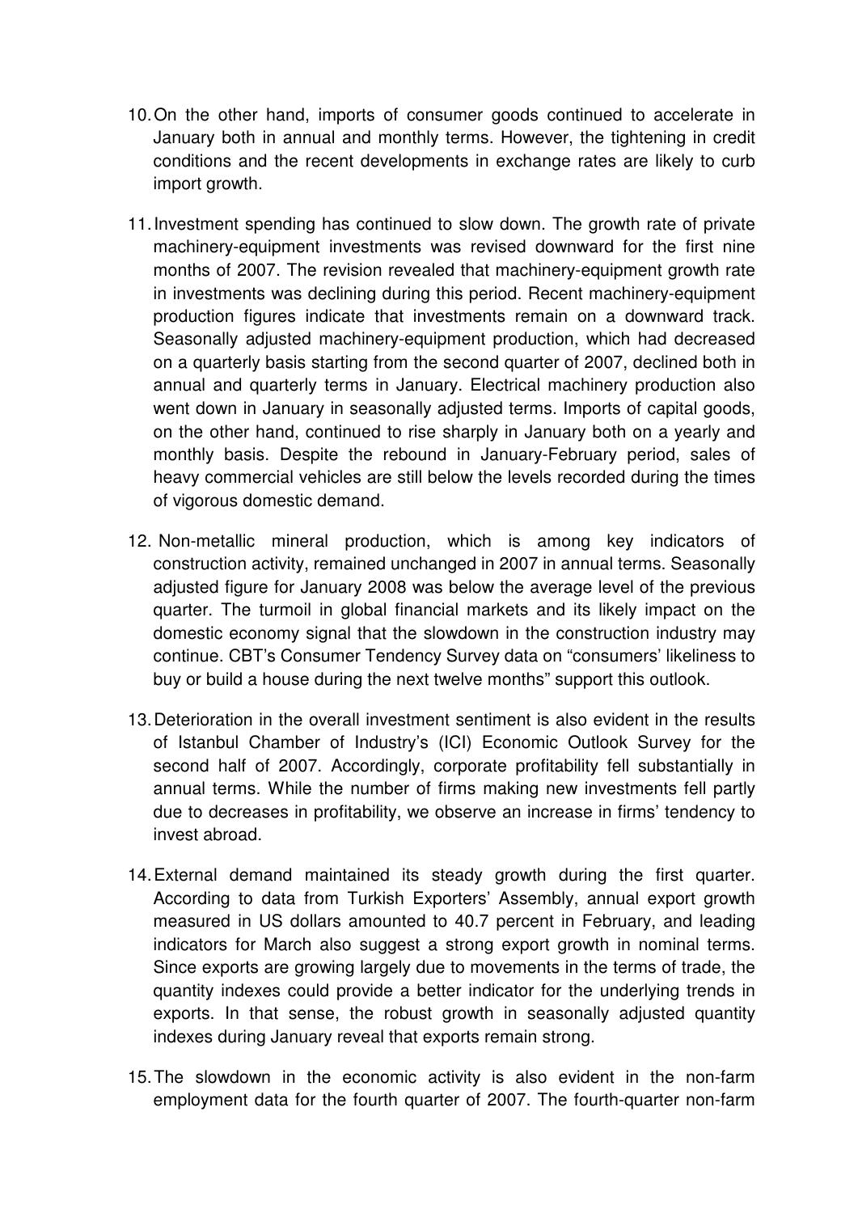10. On the other hand, imports of consumer goods continued to accelerate in January both in annual and monthly terms. However, the tightening in credit conditions and the recent developments in exchange rates are likely to curb import growth.

11. Investment spending has continued to slow down. The growth rate of private machinery-equipment investments was revised downward for the first nine months of 2007. The revision revealed that machinery-equipment growth rate in investments was declining during this period. Recent machinery-equipment production figures indicate that investments remain on a downward track. Seasonally adjusted machinery-equipment production, which had decreased on a quarterly basis starting from the second quarter of 2007, declined both in annual and quarterly terms in January. Electrical machinery production also went down in January in seasonally adjusted terms. Imports of capital goods, on the other hand, continued to rise sharply in January both on a yearly and monthly basis. Despite the rebound in January-February period, sales of heavy commercial vehicles are still below the levels recorded during the times of vigorous domestic demand.

12. Non-metallic mineral production, which is among key indicators of construction activity, remained unchanged in 2007 in annual terms. Seasonally adjusted figure for January 2008 was below the average level of the previous quarter. The turmoil in global financial markets and its likely impact on the domestic economy signal that the slowdown in the construction industry may continue. CBT's Consumer Tendency Survey data on "consumers' likeliness to buy or build a house during the next twelve months" support this outlook.

13. Deterioration in the overall investment sentiment is also evident in the results of Istanbul Chamber of Industry's (ICI) Economic Outlook Survey for the second half of 2007. Accordingly, corporate profitability fell substantially in annual terms. While the number of firms making new investments fell partly due to decreases in profitability, we observe an increase in firms' tendency to invest abroad.

14. External demand maintained its steady growth during the first quarter. According to data from Turkish Exporters' Assembly, annual export growth measured in US dollars amounted to 40.7 percent in February, and leading indicators for March also suggest a strong export growth in nominal terms. Since exports are growing largely due to movements in the terms of trade, the quantity indexes could provide a better indicator for the underlying trends in exports. In that sense, the robust growth in seasonally adjusted quantity indexes during January reveal that exports remain strong.

15. The slowdown in the economic activity is also evident in the non-farm employment data for the fourth quarter of 2007. The fourth-quarter non-farm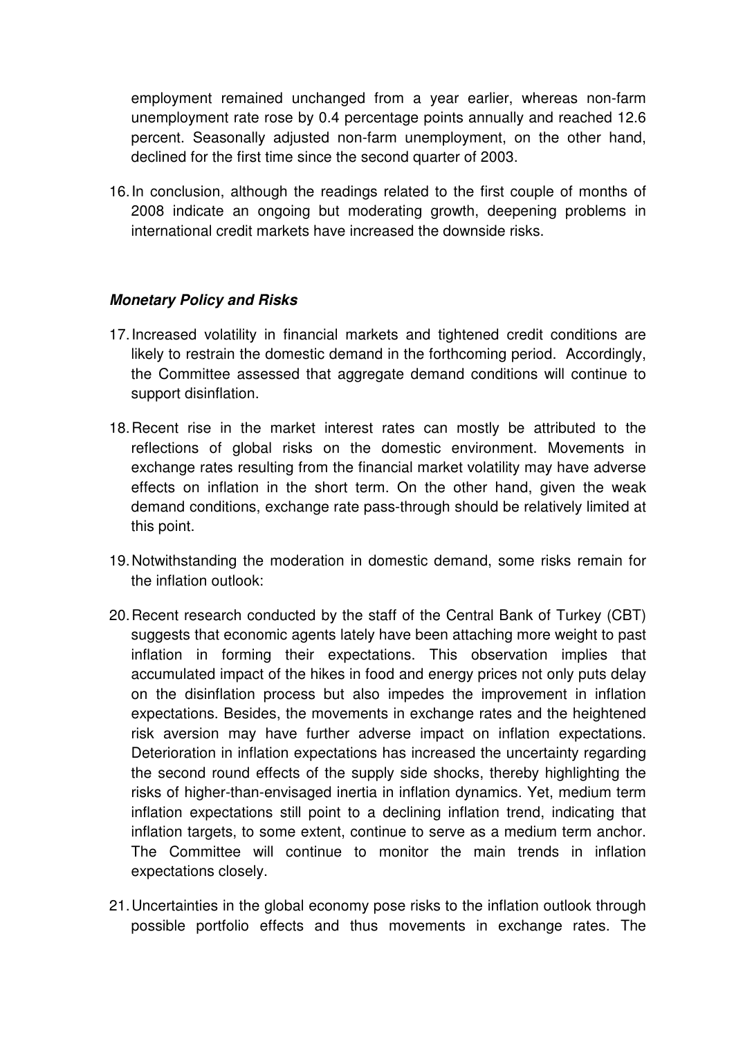employment remained unchanged from a year earlier, whereas non-farm unemployment rate rose by 0.4 percentage points annually and reached 12.6 percent. Seasonally adjusted non-farm unemployment, on the other hand, declined for the first time since the second quarter of 2003.

16. In conclusion, although the readings related to the first couple of months of 2008 indicate an ongoing but moderating growth, deepening problems in international credit markets have increased the downside risks.

### ***Monetary Policy and Risks***

17. Increased volatility in financial markets and tightened credit conditions are likely to restrain the domestic demand in the forthcoming period. Accordingly, the Committee assessed that aggregate demand conditions will continue to support disinflation.

18. Recent rise in the market interest rates can mostly be attributed to the reflections of global risks on the domestic environment. Movements in exchange rates resulting from the financial market volatility may have adverse effects on inflation in the short term. On the other hand, given the weak demand conditions, exchange rate pass-through should be relatively limited at this point.

19. Notwithstanding the moderation in domestic demand, some risks remain for the inflation outlook:

20. Recent research conducted by the staff of the Central Bank of Turkey (CBT) suggests that economic agents lately have been attaching more weight to past inflation in forming their expectations. This observation implies that accumulated impact of the hikes in food and energy prices not only puts delay on the disinflation process but also impedes the improvement in inflation expectations. Besides, the movements in exchange rates and the heightened risk aversion may have further adverse impact on inflation expectations. Deterioration in inflation expectations has increased the uncertainty regarding the second round effects of the supply side shocks, thereby highlighting the risks of higher-than-envisaged inertia in inflation dynamics. Yet, medium term inflation expectations still point to a declining inflation trend, indicating that inflation targets, to some extent, continue to serve as a medium term anchor. The Committee will continue to monitor the main trends in inflation expectations closely.

21. Uncertainties in the global economy pose risks to the inflation outlook through possible portfolio effects and thus movements in exchange rates. The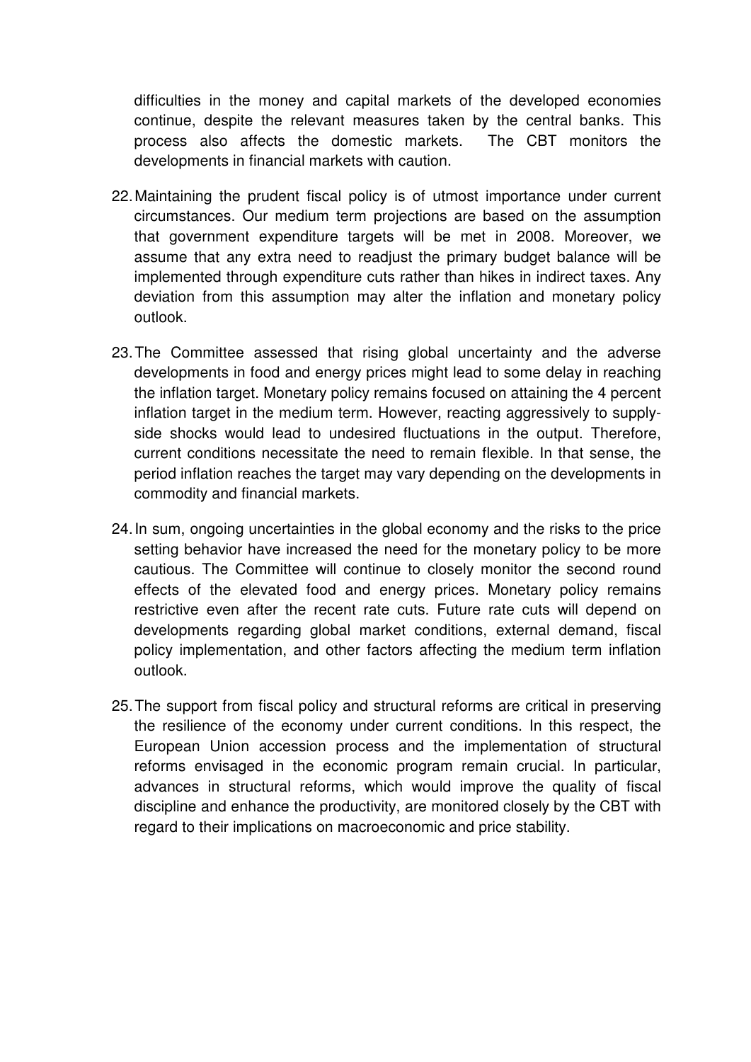difficulties in the money and capital markets of the developed economies continue, despite the relevant measures taken by the central banks. This process also affects the domestic markets. The CBT monitors the developments in financial markets with caution.

22. Maintaining the prudent fiscal policy is of utmost importance under current circumstances. Our medium term projections are based on the assumption that government expenditure targets will be met in 2008. Moreover, we assume that any extra need to readjust the primary budget balance will be implemented through expenditure cuts rather than hikes in indirect taxes. Any deviation from this assumption may alter the inflation and monetary policy outlook.

23. The Committee assessed that rising global uncertainty and the adverse developments in food and energy prices might lead to some delay in reaching the inflation target. Monetary policy remains focused on attaining the 4 percent inflation target in the medium term. However, reacting aggressively to supply-side shocks would lead to undesired fluctuations in the output. Therefore, current conditions necessitate the need to remain flexible. In that sense, the period inflation reaches the target may vary depending on the developments in commodity and financial markets.

24. In sum, ongoing uncertainties in the global economy and the risks to the price setting behavior have increased the need for the monetary policy to be more cautious. The Committee will continue to closely monitor the second round effects of the elevated food and energy prices. Monetary policy remains restrictive even after the recent rate cuts. Future rate cuts will depend on developments regarding global market conditions, external demand, fiscal policy implementation, and other factors affecting the medium term inflation outlook.

25. The support from fiscal policy and structural reforms are critical in preserving the resilience of the economy under current conditions. In this respect, the European Union accession process and the implementation of structural reforms envisaged in the economic program remain crucial. In particular, advances in structural reforms, which would improve the quality of fiscal discipline and enhance the productivity, are monitored closely by the CBT with regard to their implications on macroeconomic and price stability.